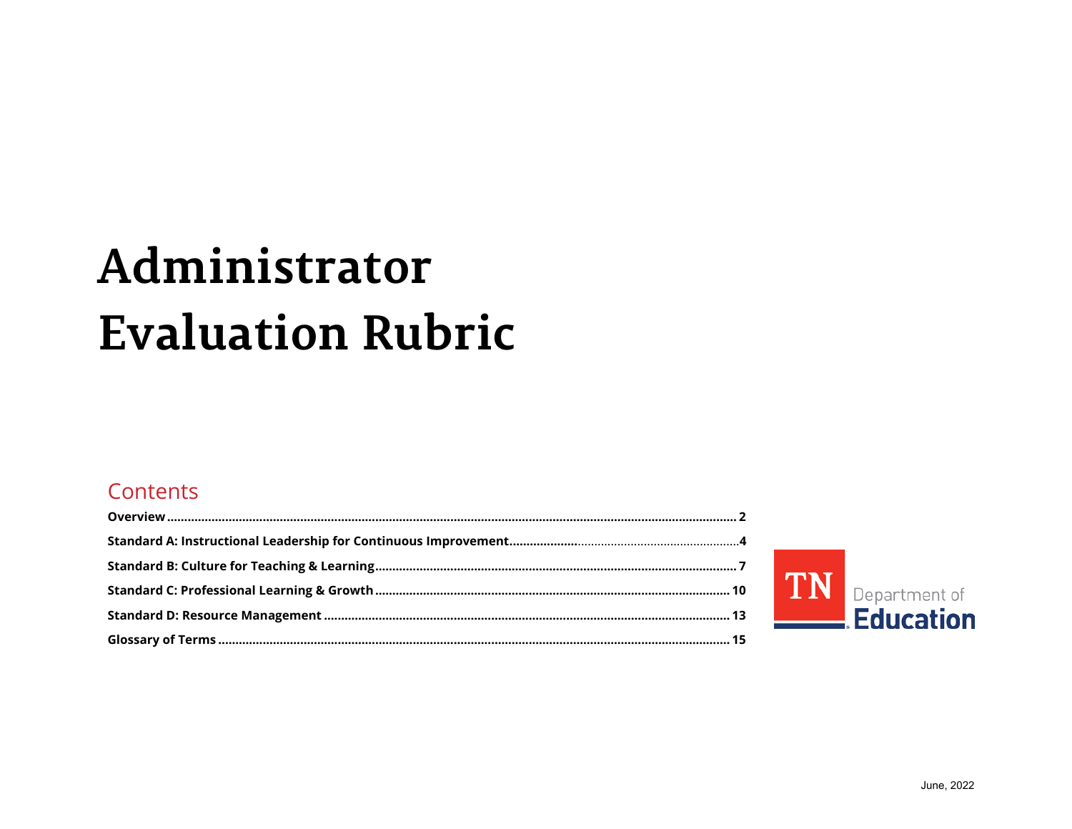# Administrator Evaluation Rubric

## Contents

**Overview** .......... 2

**Standard A: Instructional Leadership for Continuous Improvement** .......... 4

**Standard B: Culture for Teaching & Learning** .......... 7

**Standard C: Professional Learning & Growth** .......... 10

**Standard D: Resource Management** .......... 13

**Glossary of Terms** .......... 15

TN Department of Education

June, 2022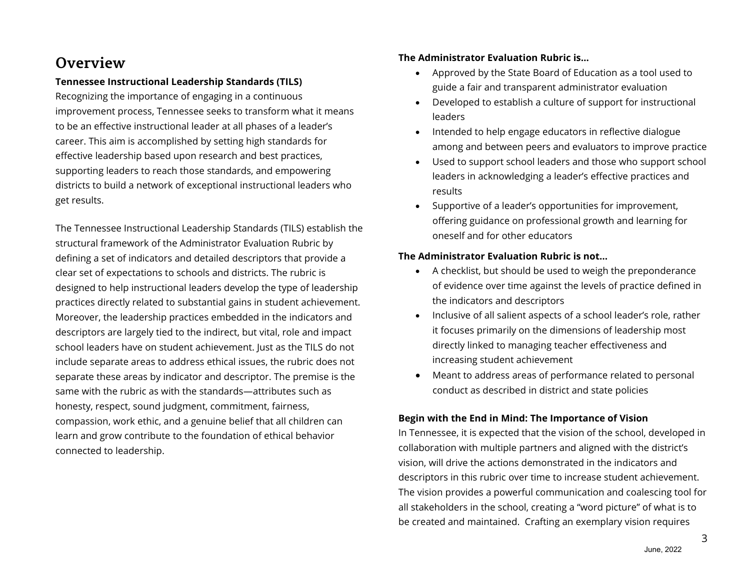# Overview

**Tennessee Instructional Leadership Standards (TILS)**

Recognizing the importance of engaging in a continuous improvement process, Tennessee seeks to transform what it means to be an effective instructional leader at all phases of a leader's career. This aim is accomplished by setting high standards for effective leadership based upon research and best practices, supporting leaders to reach those standards, and empowering districts to build a network of exceptional instructional leaders who get results.

The Tennessee Instructional Leadership Standards (TILS) establish the structural framework of the Administrator Evaluation Rubric by defining a set of indicators and detailed descriptors that provide a clear set of expectations to schools and districts. The rubric is designed to help instructional leaders develop the type of leadership practices directly related to substantial gains in student achievement. Moreover, the leadership practices embedded in the indicators and descriptors are largely tied to the indirect, but vital, role and impact school leaders have on student achievement. Just as the TILS do not include separate areas to address ethical issues, the rubric does not separate these areas by indicator and descriptor. The premise is the same with the rubric as with the standards—attributes such as honesty, respect, sound judgment, commitment, fairness, compassion, work ethic, and a genuine belief that all children can learn and grow contribute to the foundation of ethical behavior connected to leadership.

**The Administrator Evaluation Rubric is…**

- Approved by the State Board of Education as a tool used to guide a fair and transparent administrator evaluation
- Developed to establish a culture of support for instructional leaders
- Intended to help engage educators in reflective dialogue among and between peers and evaluators to improve practice
- Used to support school leaders and those who support school leaders in acknowledging a leader's effective practices and results
- Supportive of a leader's opportunities for improvement, offering guidance on professional growth and learning for oneself and for other educators

**The Administrator Evaluation Rubric is not…**

- A checklist, but should be used to weigh the preponderance of evidence over time against the levels of practice defined in the indicators and descriptors
- Inclusive of all salient aspects of a school leader's role, rather it focuses primarily on the dimensions of leadership most directly linked to managing teacher effectiveness and increasing student achievement
- Meant to address areas of performance related to personal conduct as described in district and state policies

**Begin with the End in Mind: The Importance of Vision**

In Tennessee, it is expected that the vision of the school, developed in collaboration with multiple partners and aligned with the district's vision, will drive the actions demonstrated in the indicators and descriptors in this rubric over time to increase student achievement. The vision provides a powerful communication and coalescing tool for all stakeholders in the school, creating a "word picture" of what is to be created and maintained. Crafting an exemplary vision requires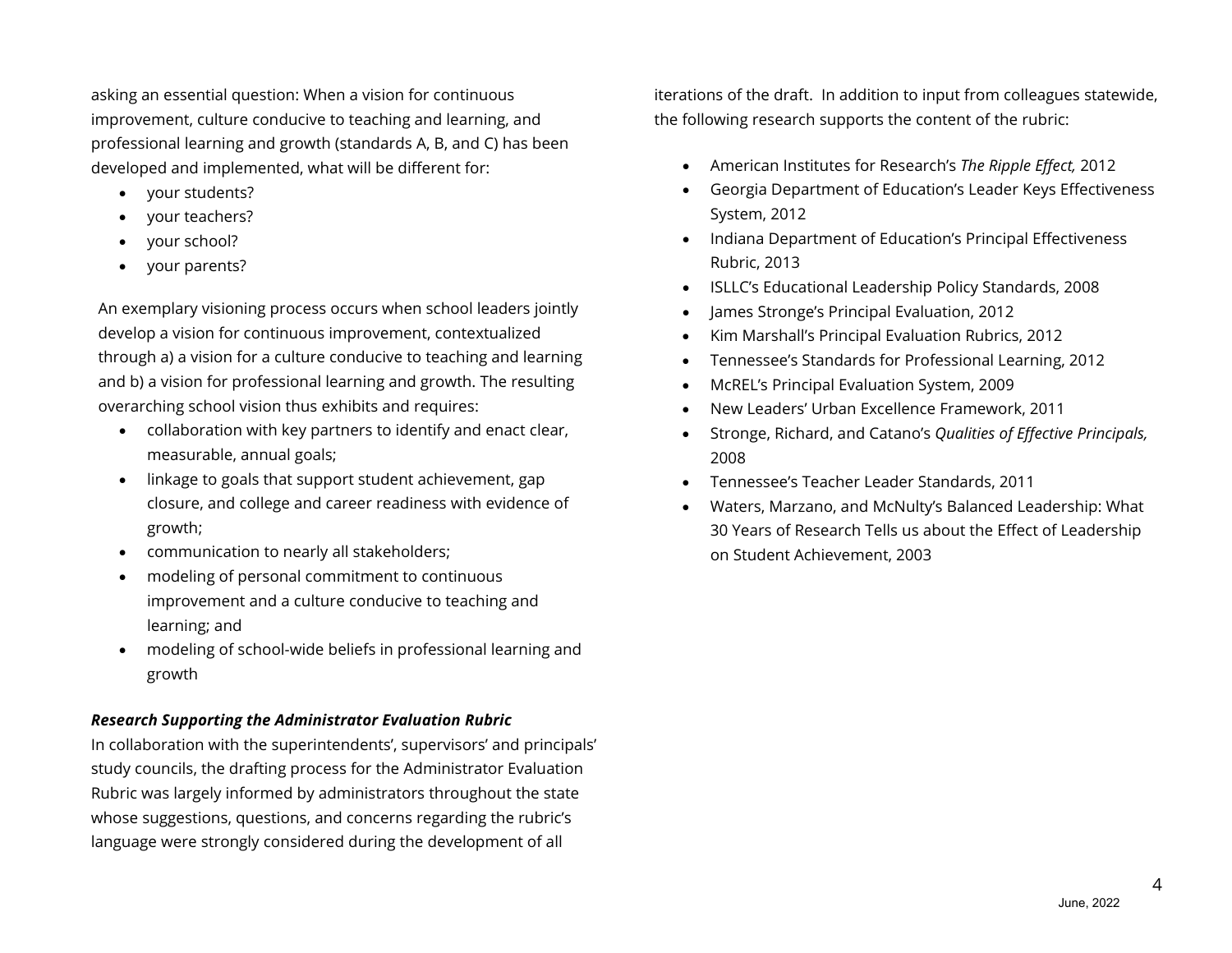asking an essential question: When a vision for continuous improvement, culture conducive to teaching and learning, and professional learning and growth (standards A, B, and C) has been developed and implemented, what will be different for:

- your students?
- your teachers?
- your school?
- your parents?

An exemplary visioning process occurs when school leaders jointly develop a vision for continuous improvement, contextualized through a) a vision for a culture conducive to teaching and learning and b) a vision for professional learning and growth. The resulting overarching school vision thus exhibits and requires:

- collaboration with key partners to identify and enact clear, measurable, annual goals;
- linkage to goals that support student achievement, gap closure, and college and career readiness with evidence of growth;
- communication to nearly all stakeholders;
- modeling of personal commitment to continuous improvement and a culture conducive to teaching and learning; and
- modeling of school-wide beliefs in professional learning and growth

***Research Supporting the Administrator Evaluation Rubric***

In collaboration with the superintendents', supervisors' and principals' study councils, the drafting process for the Administrator Evaluation Rubric was largely informed by administrators throughout the state whose suggestions, questions, and concerns regarding the rubric's language were strongly considered during the development of all iterations of the draft. In addition to input from colleagues statewide, the following research supports the content of the rubric:

- American Institutes for Research's *The Ripple Effect,* 2012
- Georgia Department of Education's Leader Keys Effectiveness System, 2012
- Indiana Department of Education's Principal Effectiveness Rubric, 2013
- ISLLC's Educational Leadership Policy Standards, 2008
- James Stronge's Principal Evaluation, 2012
- Kim Marshall's Principal Evaluation Rubrics, 2012
- Tennessee's Standards for Professional Learning, 2012
- McREL's Principal Evaluation System, 2009
- New Leaders' Urban Excellence Framework, 2011
- Stronge, Richard, and Catano's *Qualities of Effective Principals,* 2008
- Tennessee's Teacher Leader Standards, 2011
- Waters, Marzano, and McNulty's Balanced Leadership: What 30 Years of Research Tells us about the Effect of Leadership on Student Achievement, 2003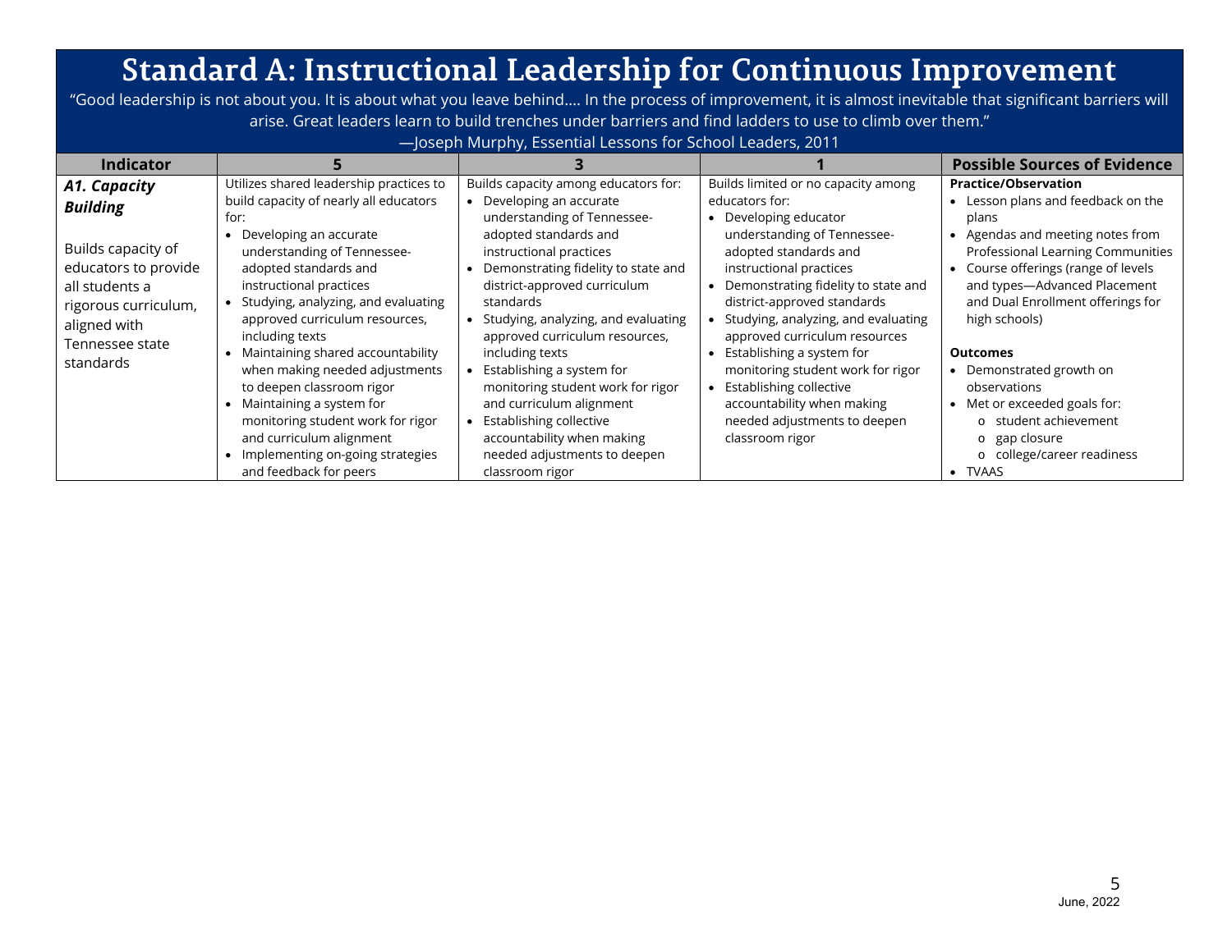# Standard A: Instructional Leadership for Continuous Improvement

"Good leadership is not about you. It is about what you leave behind…. In the process of improvement, it is almost inevitable that significant barriers will arise. Great leaders learn to build trenches under barriers and find ladders to use to climb over them."
—Joseph Murphy, Essential Lessons for School Leaders, 2011

| Indicator | 5 | 3 | 1 | Possible Sources of Evidence |
|---|---|---|---|---|
| ***A1. Capacity Building***<br><br>Builds capacity of educators to provide all students a rigorous curriculum, aligned with Tennessee state standards | Utilizes shared leadership practices to build capacity of nearly all educators for:<br>• Developing an accurate understanding of Tennessee-adopted standards and instructional practices<br>• Studying, analyzing, and evaluating approved curriculum resources, including texts<br>• Maintaining shared accountability when making needed adjustments to deepen classroom rigor<br>• Maintaining a system for monitoring student work for rigor and curriculum alignment<br>• Implementing on-going strategies and feedback for peers | Builds capacity among educators for:<br>• Developing an accurate understanding of Tennessee-adopted standards and instructional practices<br>• Demonstrating fidelity to state and district-approved curriculum standards<br>• Studying, analyzing, and evaluating approved curriculum resources, including texts<br>• Establishing a system for monitoring student work for rigor and curriculum alignment<br>• Establishing collective accountability when making needed adjustments to deepen classroom rigor | Builds limited or no capacity among educators for:<br>• Developing educator understanding of Tennessee-adopted standards and instructional practices<br>• Demonstrating fidelity to state and district-approved standards<br>• Studying, analyzing, and evaluating approved curriculum resources<br>• Establishing a system for monitoring student work for rigor<br>• Establishing collective accountability when making needed adjustments to deepen classroom rigor | **Practice/Observation**<br>• Lesson plans and feedback on the plans<br>• Agendas and meeting notes from Professional Learning Communities<br>• Course offerings (range of levels and types—Advanced Placement and Dual Enrollment offerings for high schools)<br><br>**Outcomes**<br>• Demonstrated growth on observations<br>• Met or exceeded goals for:<br>  o student achievement<br>  o gap closure<br>  o college/career readiness<br>• TVAAS |

June, 2022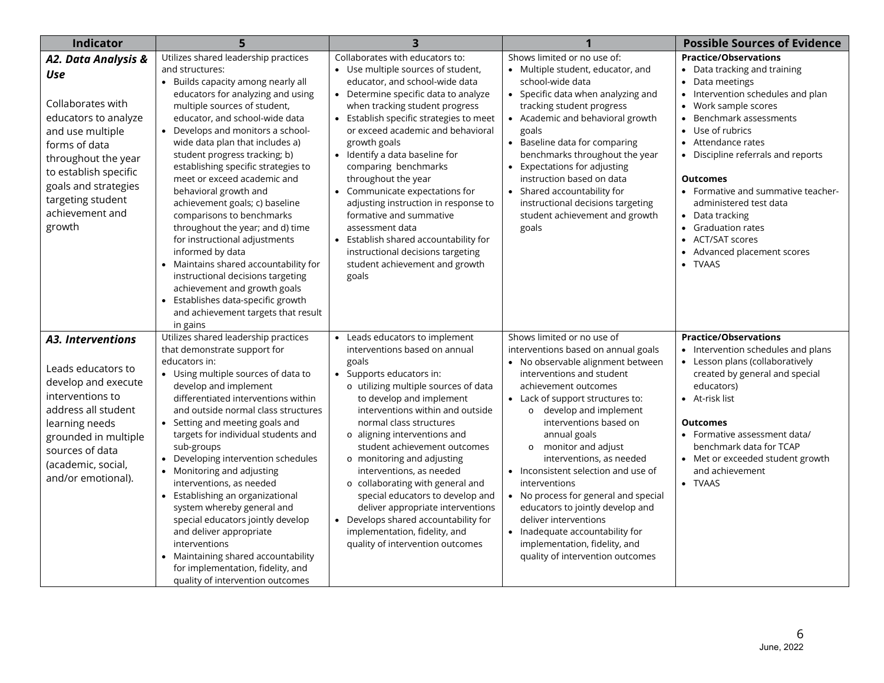| Indicator | 5 | 3 | 1 | Possible Sources of Evidence |
|---|---|---|---|---|
| ***A2. Data Analysis & Use***<br><br>Collaborates with educators to analyze and use multiple forms of data throughout the year to establish specific goals and strategies targeting student achievement and growth | Utilizes shared leadership practices and structures:<br>• Builds capacity among nearly all educators for analyzing and using multiple sources of student, educator, and school-wide data<br>• Develops and monitors a school-wide data plan that includes a) student progress tracking; b) establishing specific strategies to meet or exceed academic and behavioral growth and achievement goals; c) baseline comparisons to benchmarks throughout the year; and d) time for instructional adjustments informed by data<br>• Maintains shared accountability for instructional decisions targeting achievement and growth goals<br>• Establishes data-specific growth and achievement targets that result in gains | Collaborates with educators to:<br>• Use multiple sources of student, educator, and school-wide data<br>• Determine specific data to analyze when tracking student progress<br>• Establish specific strategies to meet or exceed academic and behavioral growth goals<br>• Identify a data baseline for comparing benchmarks throughout the year<br>• Communicate expectations for adjusting instruction in response to formative and summative assessment data<br>• Establish shared accountability for instructional decisions targeting student achievement and growth goals | Shows limited or no use of:<br>• Multiple student, educator, and school-wide data<br>• Specific data when analyzing and tracking student progress<br>• Academic and behavioral growth goals<br>• Baseline data for comparing benchmarks throughout the year<br>• Expectations for adjusting instruction based on data<br>• Shared accountability for instructional decisions targeting student achievement and growth goals | **Practice/Observations**<br>• Data tracking and training<br>• Data meetings<br>• Intervention schedules and plan<br>• Work sample scores<br>• Benchmark assessments<br>• Use of rubrics<br>• Attendance rates<br>• Discipline referrals and reports<br><br>**Outcomes**<br>• Formative and summative teacher-administered test data<br>• Data tracking<br>• Graduation rates<br>• ACT/SAT scores<br>• Advanced placement scores<br>• TVAAS |
| ***A3. Interventions***<br><br>Leads educators to develop and execute interventions to address all student learning needs grounded in multiple sources of data (academic, social, and/or emotional). | Utilizes shared leadership practices that demonstrate support for educators in:<br>• Using multiple sources of data to develop and implement differentiated interventions within and outside normal class structures<br>• Setting and meeting goals and targets for individual students and sub-groups<br>• Developing intervention schedules<br>• Monitoring and adjusting interventions, as needed<br>• Establishing an organizational system whereby general and special educators jointly develop and deliver appropriate interventions<br>• Maintaining shared accountability for implementation, fidelity, and quality of intervention outcomes | • Leads educators to implement interventions based on annual goals<br>• Supports educators in:<br>&nbsp;&nbsp;o utilizing multiple sources of data to develop and implement interventions within and outside normal class structures<br>&nbsp;&nbsp;o aligning interventions and student achievement outcomes<br>&nbsp;&nbsp;o monitoring and adjusting interventions, as needed<br>&nbsp;&nbsp;o collaborating with general and special educators to develop and deliver appropriate interventions<br>• Develops shared accountability for implementation, fidelity, and quality of intervention outcomes | Shows limited or no use of interventions based on annual goals<br>• No observable alignment between interventions and student achievement outcomes<br>• Lack of support structures to:<br>&nbsp;&nbsp;o develop and implement interventions based on annual goals<br>&nbsp;&nbsp;o monitor and adjust interventions, as needed<br>• Inconsistent selection and use of interventions<br>• No process for general and special educators to jointly develop and deliver interventions<br>• Inadequate accountability for implementation, fidelity, and quality of intervention outcomes | **Practice/Observations**<br>• Intervention schedules and plans<br>• Lesson plans (collaboratively created by general and special educators)<br>• At-risk list<br><br>**Outcomes**<br>• Formative assessment data/ benchmark data for TCAP<br>• Met or exceeded student growth and achievement<br>• TVAAS |

June, 2022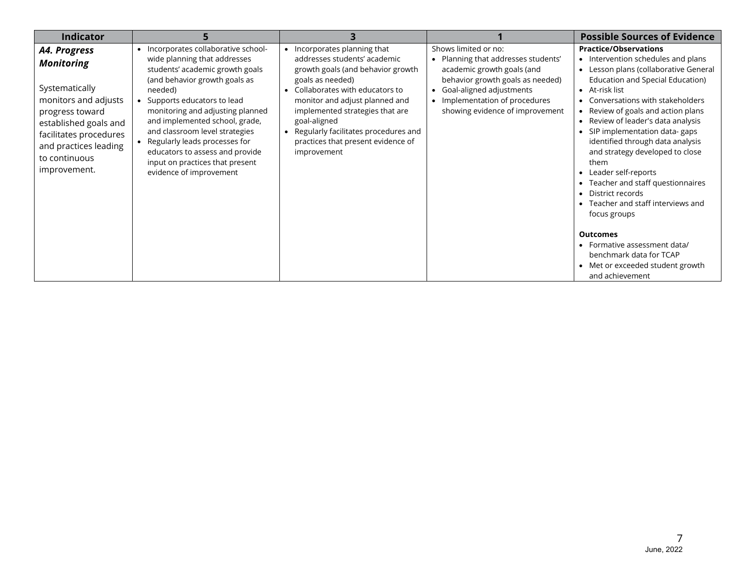| Indicator | 5 | 3 | 1 | Possible Sources of Evidence |
|---|---|---|---|---|
| ***A4. Progress Monitoring***<br><br>Systematically monitors and adjusts progress toward established goals and facilitates procedures and practices leading to continuous improvement. | • Incorporates collaborative school-wide planning that addresses students' academic growth goals (and behavior growth goals as needed)<br>• Supports educators to lead monitoring and adjusting planned and implemented school, grade, and classroom level strategies<br>• Regularly leads processes for educators to assess and provide input on practices that present evidence of improvement | • Incorporates planning that addresses students' academic growth goals (and behavior growth goals as needed)<br>• Collaborates with educators to monitor and adjust planned and implemented strategies that are goal-aligned<br>• Regularly facilitates procedures and practices that present evidence of improvement | Shows limited or no:<br>• Planning that addresses students' academic growth goals (and behavior growth goals as needed)<br>• Goal-aligned adjustments<br>• Implementation of procedures showing evidence of improvement | **Practice/Observations**<br>• Intervention schedules and plans<br>• Lesson plans (collaborative General Education and Special Education)<br>• At-risk list<br>• Conversations with stakeholders<br>• Review of goals and action plans<br>• Review of leader's data analysis<br>• SIP implementation data- gaps identified through data analysis and strategy developed to close them<br>• Leader self-reports<br>• Teacher and staff questionnaires<br>• District records<br>• Teacher and staff interviews and focus groups<br><br>**Outcomes**<br>• Formative assessment data/ benchmark data for TCAP<br>• Met or exceeded student growth and achievement |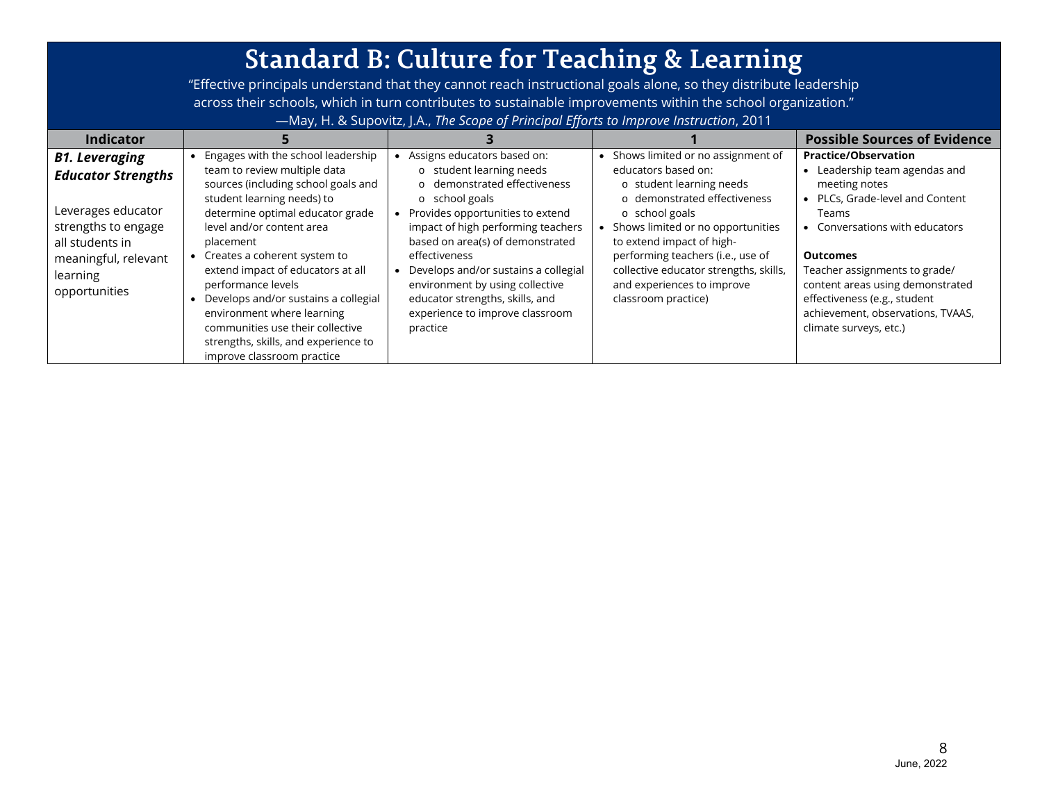# Standard B: Culture for Teaching & Learning

"Effective principals understand that they cannot reach instructional goals alone, so they distribute leadership across their schools, which in turn contributes to sustainable improvements within the school organization."
—May, H. & Supovitz, J.A., *The Scope of Principal Efforts to Improve Instruction*, 2011

| Indicator | 5 | 3 | 1 | Possible Sources of Evidence |
|---|---|---|---|---|
| ***B1. Leveraging Educator Strengths***<br><br>Leverages educator strengths to engage all students in meaningful, relevant learning opportunities | • Engages with the school leadership team to review multiple data sources (including school goals and student learning needs) to determine optimal educator grade level and/or content area placement<br>• Creates a coherent system to extend impact of educators at all performance levels<br>• Develops and/or sustains a collegial environment where learning communities use their collective strengths, skills, and experience to improve classroom practice | • Assigns educators based on:<br>  o student learning needs<br>  o demonstrated effectiveness<br>  o school goals<br>• Provides opportunities to extend impact of high performing teachers based on area(s) of demonstrated effectiveness<br>• Develops and/or sustains a collegial environment by using collective educator strengths, skills, and experience to improve classroom practice | • Shows limited or no assignment of educators based on:<br>  o student learning needs<br>  o demonstrated effectiveness<br>  o school goals<br>• Shows limited or no opportunities to extend impact of high-performing teachers (i.e., use of collective educator strengths, skills, and experiences to improve classroom practice) | **Practice/Observation**<br>• Leadership team agendas and meeting notes<br>• PLCs, Grade-level and Content Teams<br>• Conversations with educators<br><br>**Outcomes**<br>Teacher assignments to grade/ content areas using demonstrated effectiveness (e.g., student achievement, observations, TVAAS, climate surveys, etc.) |

June, 2022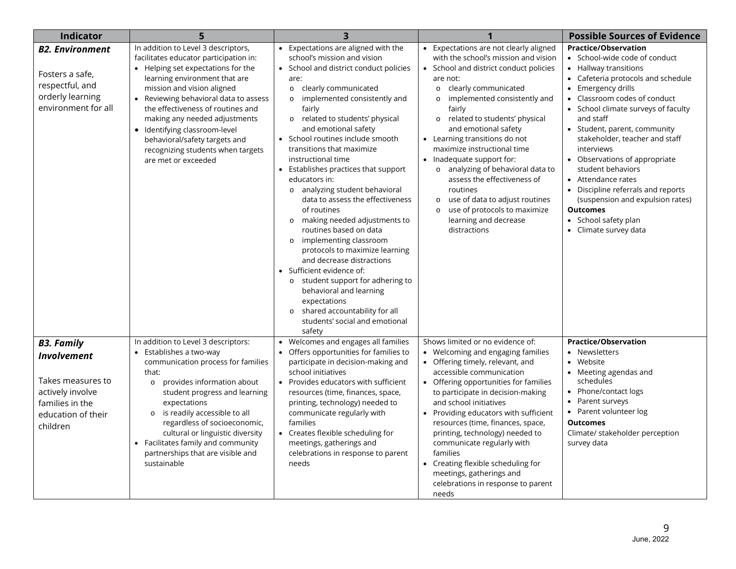| Indicator | 5 | 3 | 1 | Possible Sources of Evidence |
|---|---|---|---|---|
| ***B2. Environment***<br><br>Fosters a safe, respectful, and orderly learning environment for all | In addition to Level 3 descriptors, facilitates educator participation in:<br>• Helping set expectations for the learning environment that are mission and vision aligned<br>• Reviewing behavioral data to assess the effectiveness of routines and making any needed adjustments<br>• Identifying classroom-level behavioral/safety targets and recognizing students when targets are met or exceeded | • Expectations are aligned with the school's mission and vision<br>• School and district conduct policies are:<br>  o clearly communicated<br>  o implemented consistently and fairly<br>  o related to students' physical and emotional safety<br>• School routines include smooth transitions that maximize instructional time<br>• Establishes practices that support educators in:<br>  o analyzing student behavioral data to assess the effectiveness of routines<br>  o making needed adjustments to routines based on data<br>  o implementing classroom protocols to maximize learning and decrease distractions<br>• Sufficient evidence of:<br>  o student support for adhering to behavioral and learning expectations<br>  o shared accountability for all students' social and emotional safety | • Expectations are not clearly aligned with the school's mission and vision<br>• School and district conduct policies are not:<br>  o clearly communicated<br>  o implemented consistently and fairly<br>  o related to students' physical and emotional safety<br>• Learning transitions do not maximize instructional time<br>• Inadequate support for:<br>  o analyzing of behavioral data to assess the effectiveness of routines<br>  o use of data to adjust routines<br>  o use of protocols to maximize learning and decrease distractions | **Practice/Observation**<br>• School-wide code of conduct<br>• Hallway transitions<br>• Cafeteria protocols and schedule<br>• Emergency drills<br>• Classroom codes of conduct<br>• School climate surveys of faculty and staff<br>• Student, parent, community stakeholder, teacher and staff interviews<br>• Observations of appropriate student behaviors<br>• Attendance rates<br>• Discipline referrals and reports (suspension and expulsion rates)<br>**Outcomes**<br>• School safety plan<br>• Climate survey data |
| ***B3. Family Involvement***<br><br>Takes measures to actively involve families in the education of their children | In addition to Level 3 descriptors:<br>• Establishes a two-way communication process for families that:<br>  o provides information about student progress and learning expectations<br>  o is readily accessible to all regardless of socioeconomic, cultural or linguistic diversity<br>• Facilitates family and community partnerships that are visible and sustainable | • Welcomes and engages all families<br>• Offers opportunities for families to participate in decision-making and school initiatives<br>• Provides educators with sufficient resources (time, finances, space, printing, technology) needed to communicate regularly with families<br>• Creates flexible scheduling for meetings, gatherings and celebrations in response to parent needs | Shows limited or no evidence of:<br>• Welcoming and engaging families<br>• Offering timely, relevant, and accessible communication<br>• Offering opportunities for families to participate in decision-making and school initiatives<br>• Providing educators with sufficient resources (time, finances, space, printing, technology) needed to communicate regularly with families<br>• Creating flexible scheduling for meetings, gatherings and celebrations in response to parent needs | **Practice/Observation**<br>• Newsletters<br>• Website<br>• Meeting agendas and schedules<br>• Phone/contact logs<br>• Parent surveys<br>• Parent volunteer log<br>**Outcomes**<br>Climate/ stakeholder perception survey data |

June, 2022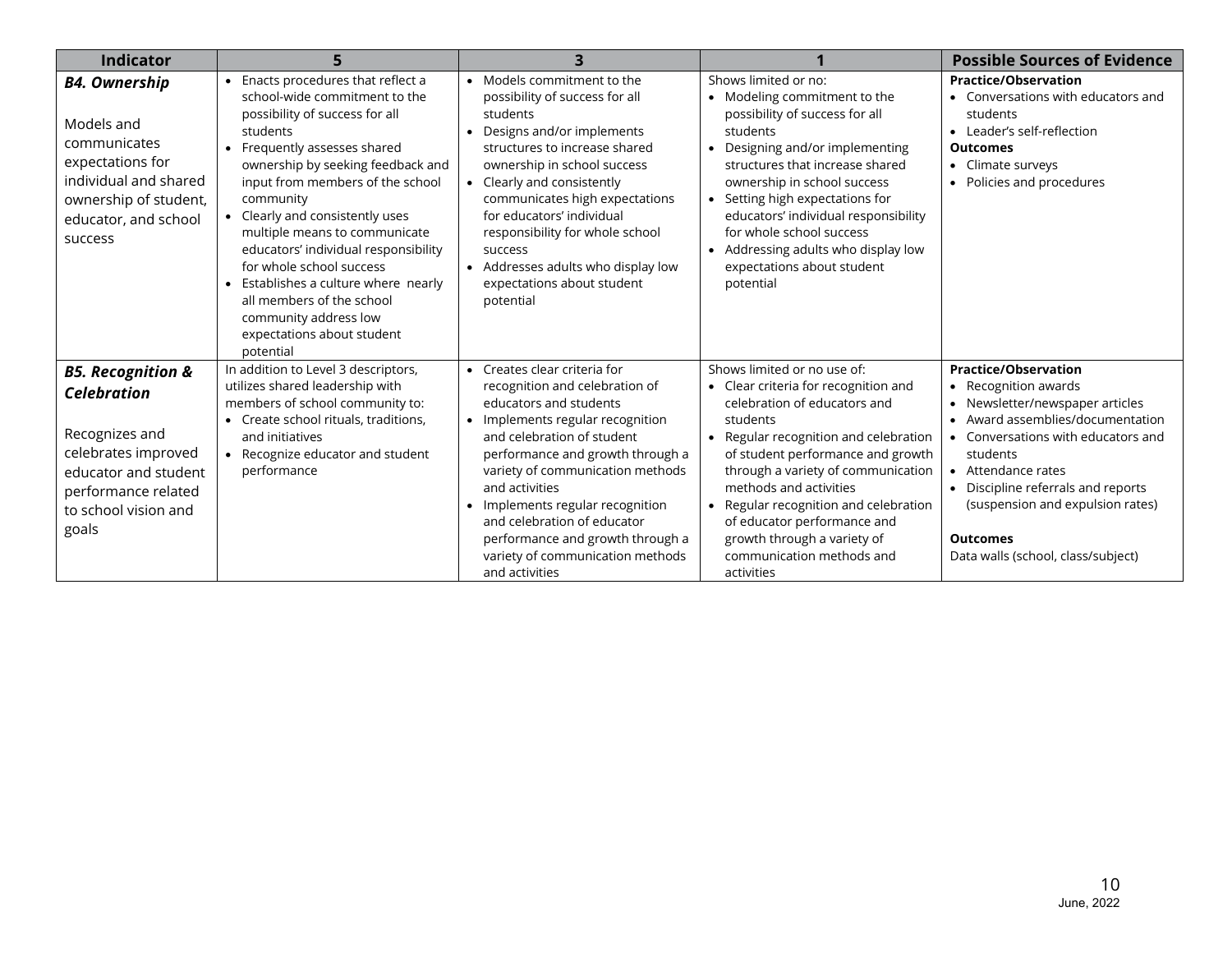| Indicator | 5 | 3 | 1 | Possible Sources of Evidence |
|---|---|---|---|---|
| ***B4. Ownership***<br><br>Models and communicates expectations for individual and shared ownership of student, educator, and school success | • Enacts procedures that reflect a school-wide commitment to the possibility of success for all students<br>• Frequently assesses shared ownership by seeking feedback and input from members of the school community<br>• Clearly and consistently uses multiple means to communicate educators' individual responsibility for whole school success<br>• Establishes a culture where nearly all members of the school community address low expectations about student potential | • Models commitment to the possibility of success for all students<br>• Designs and/or implements structures to increase shared ownership in school success<br>• Clearly and consistently communicates high expectations for educators' individual responsibility for whole school success<br>• Addresses adults who display low expectations about student potential | Shows limited or no:<br>• Modeling commitment to the possibility of success for all students<br>• Designing and/or implementing structures that increase shared ownership in school success<br>• Setting high expectations for educators' individual responsibility for whole school success<br>• Addressing adults who display low expectations about student potential | **Practice/Observation**<br>• Conversations with educators and students<br>• Leader's self-reflection<br>**Outcomes**<br>• Climate surveys<br>• Policies and procedures |
| ***B5. Recognition & Celebration***<br><br>Recognizes and celebrates improved educator and student performance related to school vision and goals | In addition to Level 3 descriptors, utilizes shared leadership with members of school community to:<br>• Create school rituals, traditions, and initiatives<br>• Recognize educator and student performance | • Creates clear criteria for recognition and celebration of educators and students<br>• Implements regular recognition and celebration of student performance and growth through a variety of communication methods and activities<br>• Implements regular recognition and celebration of educator performance and growth through a variety of communication methods and activities | Shows limited or no use of:<br>• Clear criteria for recognition and celebration of educators and students<br>• Regular recognition and celebration of student performance and growth through a variety of communication methods and activities<br>• Regular recognition and celebration of educator performance and growth through a variety of communication methods and activities | **Practice/Observation**<br>• Recognition awards<br>• Newsletter/newspaper articles<br>• Award assemblies/documentation<br>• Conversations with educators and students<br>• Attendance rates<br>• Discipline referrals and reports (suspension and expulsion rates)<br><br>**Outcomes**<br>Data walls (school, class/subject) |

June, 2022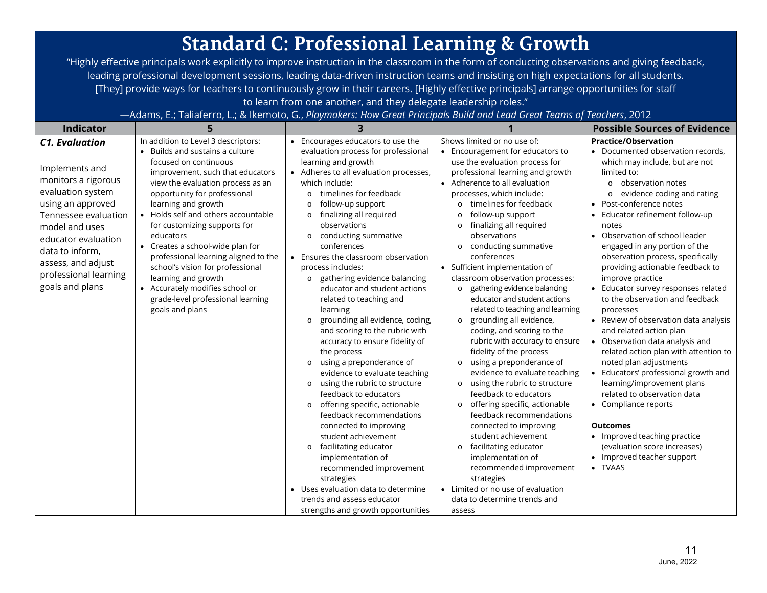# Standard C: Professional Learning & Growth

"Highly effective principals work explicitly to improve instruction in the classroom in the form of conducting observations and giving feedback, leading professional development sessions, leading data-driven instruction teams and insisting on high expectations for all students. [They] provide ways for teachers to continuously grow in their careers. [Highly effective principals] arrange opportunities for staff to learn from one another, and they delegate leadership roles."

—Adams, E.; Taliaferro, L.; & Ikemoto, G., *Playmakers: How Great Principals Build and Lead Great Teams of Teachers*, 2012

| Indicator | 5 | 3 | 1 | Possible Sources of Evidence |
|---|---|---|---|---|
| ***C1. Evaluation***<br><br>Implements and monitors a rigorous evaluation system using an approved Tennessee evaluation model and uses educator evaluation data to inform, assess, and adjust professional learning goals and plans | In addition to Level 3 descriptors:<br>• Builds and sustains a culture focused on continuous improvement, such that educators view the evaluation process as an opportunity for professional learning and growth<br>• Holds self and others accountable for customizing supports for educators<br>• Creates a school-wide plan for professional learning aligned to the school's vision for professional learning and growth<br>• Accurately modifies school or grade-level professional learning goals and plans | • Encourages educators to use the evaluation process for professional learning and growth<br>• Adheres to all evaluation processes, which include:<br>  o timelines for feedback<br>  o follow-up support<br>  o finalizing all required observations<br>  o conducting summative conferences<br>• Ensures the classroom observation process includes:<br>  o gathering evidence balancing educator and student actions related to teaching and learning<br>  o grounding all evidence, coding, and scoring to the rubric with accuracy to ensure fidelity of the process<br>  o using a preponderance of evidence to evaluate teaching<br>  o using the rubric to structure feedback to educators<br>  o offering specific, actionable feedback recommendations connected to improving student achievement<br>  o facilitating educator implementation of recommended improvement strategies<br>• Uses evaluation data to determine trends and assess educator strengths and growth opportunities | Shows limited or no use of:<br>• Encouragement for educators to use the evaluation process for professional learning and growth<br>• Adherence to all evaluation processes, which include:<br>  o timelines for feedback<br>  o follow-up support<br>  o finalizing all required observations<br>  o conducting summative conferences<br>• Sufficient implementation of classroom observation processes:<br>  o gathering evidence balancing educator and student actions related to teaching and learning<br>  o grounding all evidence, coding, and scoring to the rubric with accuracy to ensure fidelity of the process<br>  o using a preponderance of evidence to evaluate teaching<br>  o using the rubric to structure feedback to educators<br>  o offering specific, actionable feedback recommendations connected to improving student achievement<br>  o facilitating educator implementation of recommended improvement strategies<br>• Limited or no use of evaluation data to determine trends and assess | **Practice/Observation**<br>• Documented observation records, which may include, but are not limited to:<br>  o observation notes<br>  o evidence coding and rating<br>• Post-conference notes<br>• Educator refinement follow-up notes<br>• Observation of school leader engaged in any portion of the observation process, specifically providing actionable feedback to improve practice<br>• Educator survey responses related to the observation and feedback processes<br>• Review of observation data analysis and related action plan<br>• Observation data analysis and related action plan with attention to noted plan adjustments<br>• Educators' professional growth and learning/improvement plans related to observation data<br>• Compliance reports<br><br>**Outcomes**<br>• Improved teaching practice (evaluation score increases)<br>• Improved teacher support<br>• TVAAS |

June, 2022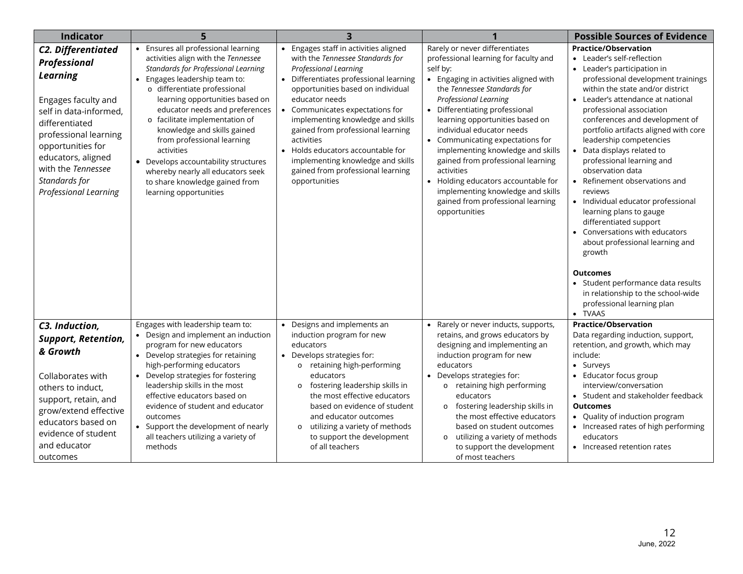| Indicator | 5 | 3 | 1 | Possible Sources of Evidence |
|---|---|---|---|---|
| ***C2. Differentiated Professional Learning***<br><br>Engages faculty and self in data-informed, differentiated professional learning opportunities for educators, aligned with the *Tennessee Standards for Professional Learning* | • Ensures all professional learning activities align with the *Tennessee Standards for Professional Learning*<br>• Engages leadership team to:<br>o differentiate professional learning opportunities based on educator needs and preferences<br>o facilitate implementation of knowledge and skills gained from professional learning activities<br>• Develops accountability structures whereby nearly all educators seek to share knowledge gained from learning opportunities | • Engages staff in activities aligned with the *Tennessee Standards for Professional Learning*<br>• Differentiates professional learning opportunities based on individual educator needs<br>• Communicates expectations for implementing knowledge and skills gained from professional learning activities<br>• Holds educators accountable for implementing knowledge and skills gained from professional learning opportunities | Rarely or never differentiates professional learning for faculty and self by:<br>• Engaging in activities aligned with the *Tennessee Standards for Professional Learning*<br>• Differentiating professional learning opportunities based on individual educator needs<br>• Communicating expectations for implementing knowledge and skills gained from professional learning activities<br>• Holding educators accountable for implementing knowledge and skills gained from professional learning opportunities | **Practice/Observation**<br>• Leader's self-reflection<br>• Leader's participation in professional development trainings within the state and/or district<br>• Leader's attendance at national professional association conferences and development of portfolio artifacts aligned with core leadership competencies<br>• Data displays related to professional learning and observation data<br>• Refinement observations and reviews<br>• Individual educator professional learning plans to gauge differentiated support<br>• Conversations with educators about professional learning and growth<br><br>**Outcomes**<br>• Student performance data results in relationship to the school-wide professional learning plan<br>• TVAAS |
| ***C3. Induction, Support, Retention, & Growth***<br><br>Collaborates with others to induct, support, retain, and grow/extend effective educators based on evidence of student and educator outcomes | Engages with leadership team to:<br>• Design and implement an induction program for new educators<br>• Develop strategies for retaining high-performing educators<br>• Develop strategies for fostering leadership skills in the most effective educators based on evidence of student and educator outcomes<br>• Support the development of nearly all teachers utilizing a variety of methods | • Designs and implements an induction program for new educators<br>• Develops strategies for:<br>o retaining high-performing educators<br>o fostering leadership skills in the most effective educators based on evidence of student and educator outcomes<br>o utilizing a variety of methods to support the development of all teachers | • Rarely or never inducts, supports, retains, and grows educators by designing and implementing an induction program for new educators<br>• Develops strategies for:<br>o retaining high performing educators<br>o fostering leadership skills in the most effective educators based on student outcomes<br>o utilizing a variety of methods to support the development of most teachers | **Practice/Observation**<br>Data regarding induction, support, retention, and growth, which may include:<br>• Surveys<br>• Educator focus group interview/conversation<br>• Student and stakeholder feedback<br>**Outcomes**<br>• Quality of induction program<br>• Increased rates of high performing educators<br>• Increased retention rates |

June, 2022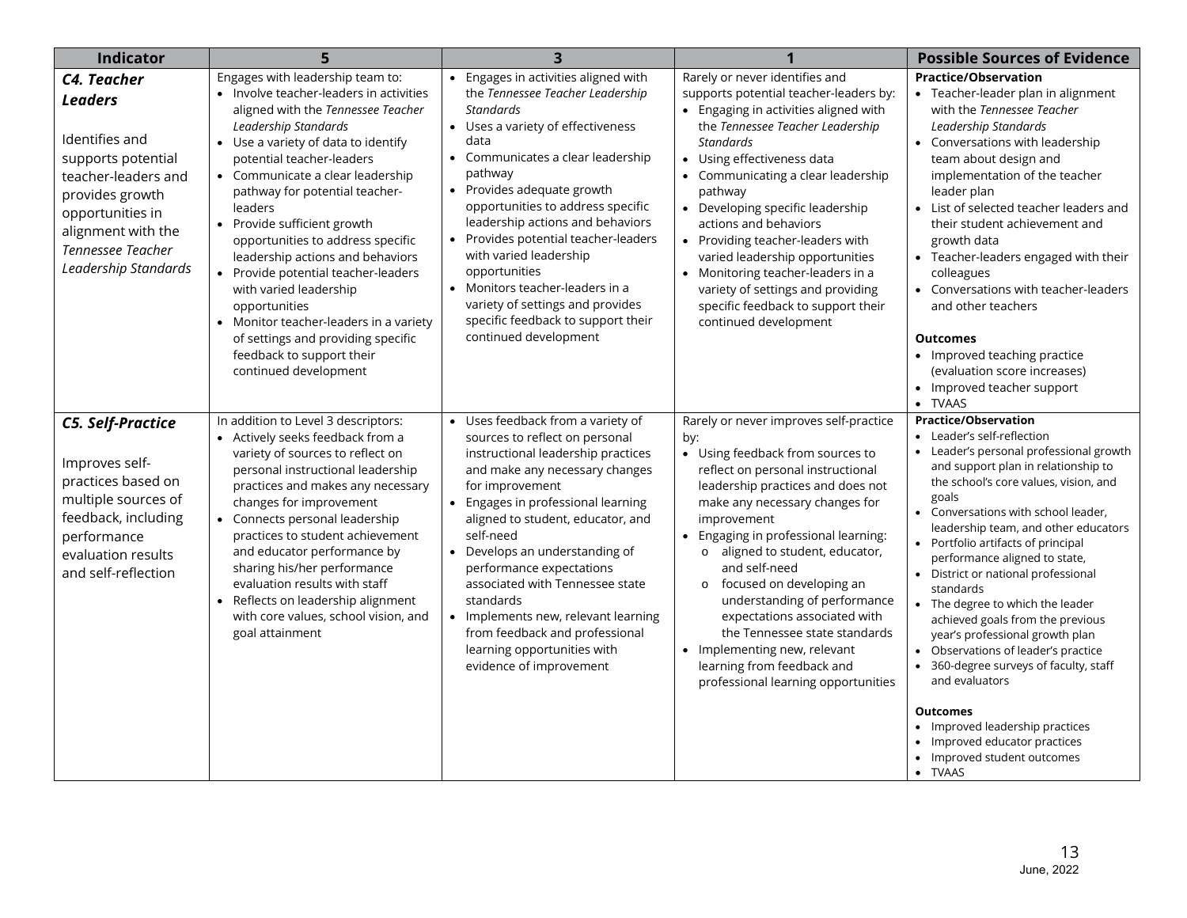| Indicator | 5 | 3 | 1 | Possible Sources of Evidence |
|---|---|---|---|---|
| ***C4. Teacher Leaders***<br><br>Identifies and supports potential teacher-leaders and provides growth opportunities in alignment with the *Tennessee Teacher Leadership Standards* | Engages with leadership team to:<br>• Involve teacher-leaders in activities aligned with the *Tennessee Teacher Leadership Standards*<br>• Use a variety of data to identify potential teacher-leaders<br>• Communicate a clear leadership pathway for potential teacher-leaders<br>• Provide sufficient growth opportunities to address specific leadership actions and behaviors<br>• Provide potential teacher-leaders with varied leadership opportunities<br>• Monitor teacher-leaders in a variety of settings and providing specific feedback to support their continued development | • Engages in activities aligned with the *Tennessee Teacher Leadership Standards*<br>• Uses a variety of effectiveness data<br>• Communicates a clear leadership pathway<br>• Provides adequate growth opportunities to address specific leadership actions and behaviors<br>• Provides potential teacher-leaders with varied leadership opportunities<br>• Monitors teacher-leaders in a variety of settings and provides specific feedback to support their continued development | Rarely or never identifies and supports potential teacher-leaders by:<br>• Engaging in activities aligned with the *Tennessee Teacher Leadership Standards*<br>• Using effectiveness data<br>• Communicating a clear leadership pathway<br>• Developing specific leadership actions and behaviors<br>• Providing teacher-leaders with varied leadership opportunities<br>• Monitoring teacher-leaders in a variety of settings and providing specific feedback to support their continued development | **Practice/Observation**<br>• Teacher-leader plan in alignment with the *Tennessee Teacher Leadership Standards*<br>• Conversations with leadership team about design and implementation of the teacher leader plan<br>• List of selected teacher leaders and their student achievement and growth data<br>• Teacher-leaders engaged with their colleagues<br>• Conversations with teacher-leaders and other teachers<br><br>**Outcomes**<br>• Improved teaching practice (evaluation score increases)<br>• Improved teacher support<br>• TVAAS |
| ***C5. Self-Practice***<br><br>Improves self-practices based on multiple sources of feedback, including performance evaluation results and self-reflection | In addition to Level 3 descriptors:<br>• Actively seeks feedback from a variety of sources to reflect on personal instructional leadership practices and makes any necessary changes for improvement<br>• Connects personal leadership practices to student achievement and educator performance by sharing his/her performance evaluation results with staff<br>• Reflects on leadership alignment with core values, school vision, and goal attainment | • Uses feedback from a variety of sources to reflect on personal instructional leadership practices and make any necessary changes for improvement<br>• Engages in professional learning aligned to student, educator, and self-need<br>• Develops an understanding of performance expectations associated with Tennessee state standards<br>• Implements new, relevant learning from feedback and professional learning opportunities with evidence of improvement | Rarely or never improves self-practice by:<br>• Using feedback from sources to reflect on personal instructional leadership practices and does not make any necessary changes for improvement<br>• Engaging in professional learning:<br>  o aligned to student, educator, and self-need<br>  o focused on developing an understanding of performance expectations associated with the Tennessee state standards<br>• Implementing new, relevant learning from feedback and professional learning opportunities | **Practice/Observation**<br>• Leader's self-reflection<br>• Leader's personal professional growth and support plan in relationship to the school's core values, vision, and goals<br>• Conversations with school leader, leadership team, and other educators<br>• Portfolio artifacts of principal performance aligned to state,<br>• District or national professional standards<br>• The degree to which the leader achieved goals from the previous year's professional growth plan<br>• Observations of leader's practice<br>• 360-degree surveys of faculty, staff and evaluators<br><br>**Outcomes**<br>• Improved leadership practices<br>• Improved educator practices<br>• Improved student outcomes<br>• TVAAS |

June, 2022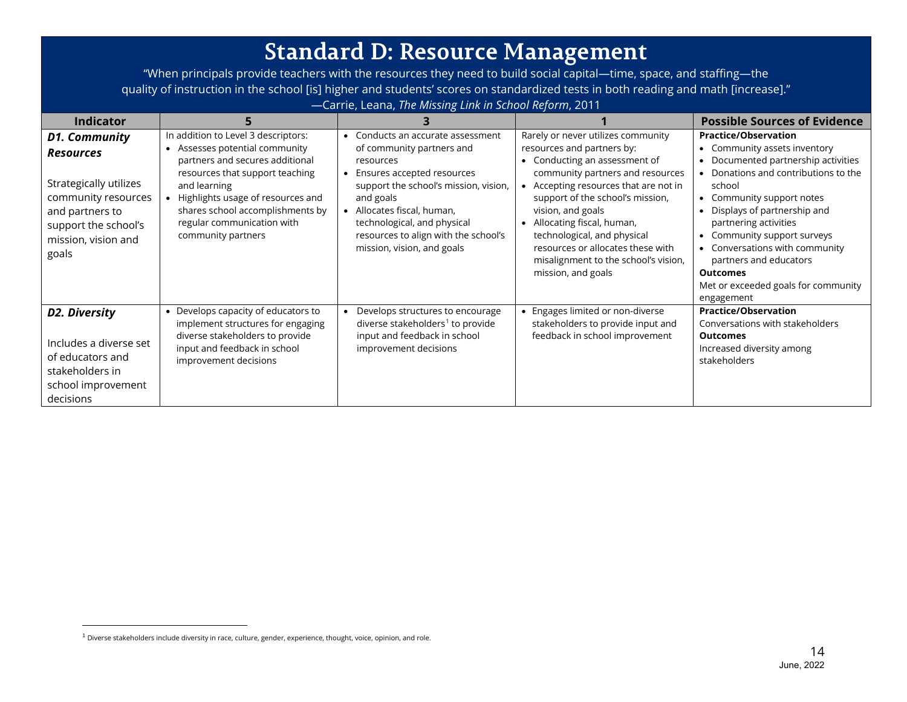# Standard D: Resource Management

"When principals provide teachers with the resources they need to build social capital—time, space, and staffing—the quality of instruction in the school [is] higher and students' scores on standardized tests in both reading and math [increase]."
—Carrie, Leana, *The Missing Link in School Reform*, 2011

| Indicator | 5 | 3 | 1 | Possible Sources of Evidence |
|---|---|---|---|---|
| ***D1. Community Resources***<br><br>Strategically utilizes community resources and partners to support the school's mission, vision and goals | In addition to Level 3 descriptors:<br>• Assesses potential community partners and secures additional resources that support teaching and learning<br>• Highlights usage of resources and shares school accomplishments by regular communication with community partners | • Conducts an accurate assessment of community partners and resources<br>• Ensures accepted resources support the school's mission, vision, and goals<br>• Allocates fiscal, human, technological, and physical resources to align with the school's mission, vision, and goals | Rarely or never utilizes community resources and partners by:<br>• Conducting an assessment of community partners and resources<br>• Accepting resources that are not in support of the school's mission, vision, and goals<br>• Allocating fiscal, human, technological, and physical resources or allocates these with misalignment to the school's vision, mission, and goals | **Practice/Observation**<br>• Community assets inventory<br>• Documented partnership activities<br>• Donations and contributions to the school<br>• Community support notes<br>• Displays of partnership and partnering activities<br>• Community support surveys<br>• Conversations with community partners and educators<br>**Outcomes**<br>Met or exceeded goals for community engagement |
| ***D2. Diversity***<br><br>Includes a diverse set of educators and stakeholders in school improvement decisions | • Develops capacity of educators to implement structures for engaging diverse stakeholders to provide input and feedback in school improvement decisions | • Develops structures to encourage diverse stakeholders[1] to provide input and feedback in school improvement decisions | • Engages limited or non-diverse stakeholders to provide input and feedback in school improvement | **Practice/Observation**<br>Conversations with stakeholders<br>**Outcomes**<br>Increased diversity among stakeholders |

[1] Diverse stakeholders include diversity in race, culture, gender, experience, thought, voice, opinion, and role.

June, 2022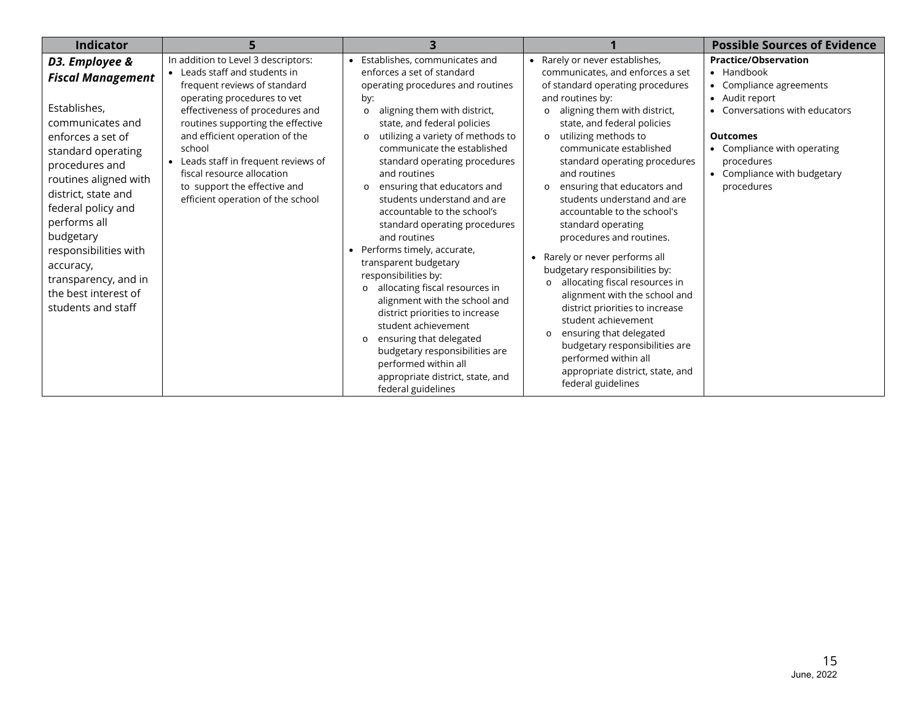| Indicator | 5 | 3 | 1 | Possible Sources of Evidence |
|---|---|---|---|---|
| ***D3. Employee & Fiscal Management***<br><br>Establishes, communicates and enforces a set of standard operating procedures and routines aligned with district, state and federal policy and performs all budgetary responsibilities with accuracy, transparency, and in the best interest of students and staff | In addition to Level 3 descriptors:<br>• Leads staff and students in frequent reviews of standard operating procedures to vet effectiveness of procedures and routines supporting the effective and efficient operation of the school<br>• Leads staff in frequent reviews of fiscal resource allocation to support the effective and efficient operation of the school | • Establishes, communicates and enforces a set of standard operating procedures and routines by:<br>o aligning them with district, state, and federal policies<br>o utilizing a variety of methods to communicate the established standard operating procedures and routines<br>o ensuring that educators and students understand and are accountable to the school's standard operating procedures and routines<br>• Performs timely, accurate, transparent budgetary responsibilities by:<br>o allocating fiscal resources in alignment with the school and district priorities to increase student achievement<br>o ensuring that delegated budgetary responsibilities are performed within all appropriate district, state, and federal guidelines | • Rarely or never establishes, communicates, and enforces a set of standard operating procedures and routines by:<br>o aligning them with district, state, and federal policies<br>o utilizing methods to communicate established standard operating procedures and routines<br>o ensuring that educators and students understand and are accountable to the school's standard operating procedures and routines.<br>• Rarely or never performs all budgetary responsibilities by:<br>o allocating fiscal resources in alignment with the school and district priorities to increase student achievement<br>o ensuring that delegated budgetary responsibilities are performed within all appropriate district, state, and federal guidelines | **Practice/Observation**<br>• Handbook<br>• Compliance agreements<br>• Audit report<br>• Conversations with educators<br><br>**Outcomes**<br>• Compliance with operating procedures<br>• Compliance with budgetary procedures |

June, 2022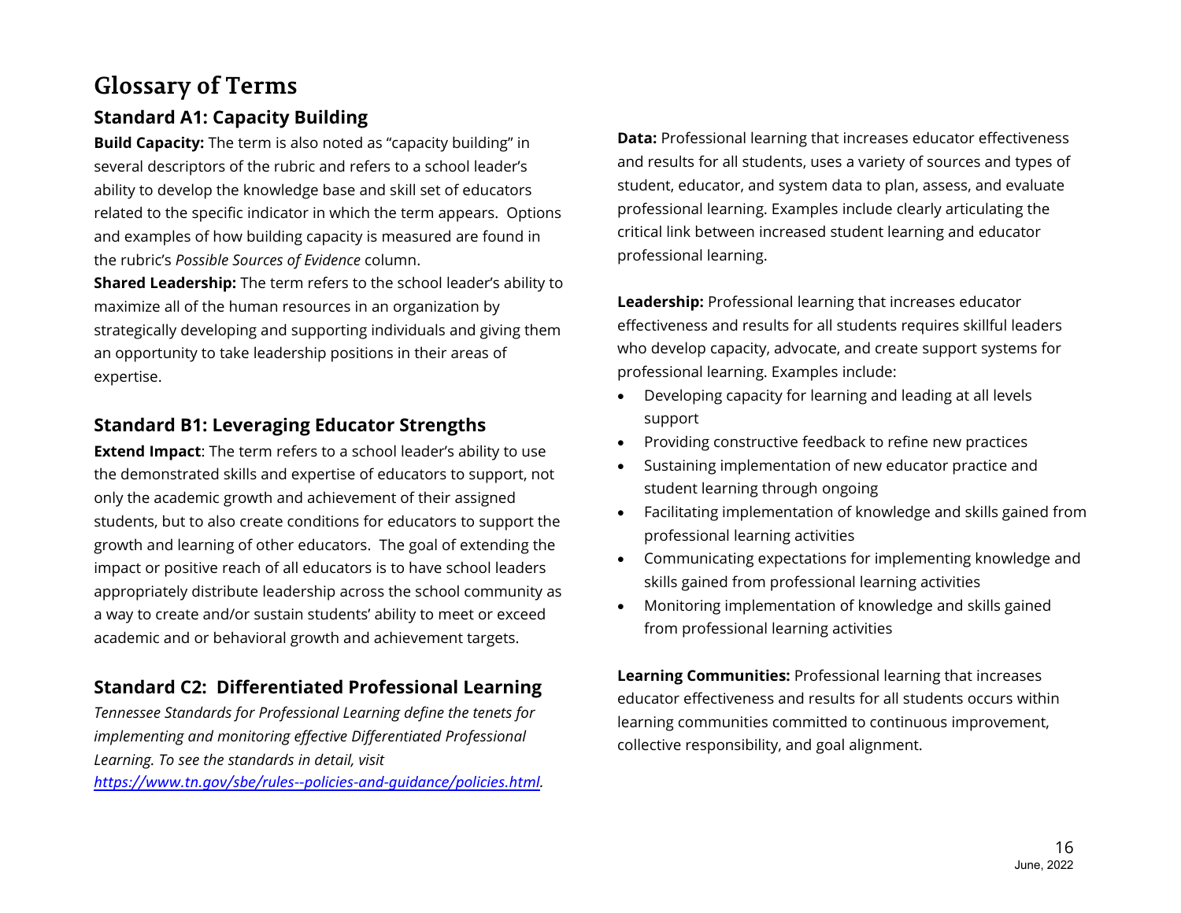# Glossary of Terms

## Standard A1: Capacity Building

**Build Capacity:** The term is also noted as "capacity building" in several descriptors of the rubric and refers to a school leader's ability to develop the knowledge base and skill set of educators related to the specific indicator in which the term appears. Options and examples of how building capacity is measured are found in the rubric's *Possible Sources of Evidence* column.

**Shared Leadership:** The term refers to the school leader's ability to maximize all of the human resources in an organization by strategically developing and supporting individuals and giving them an opportunity to take leadership positions in their areas of expertise.

## Standard B1: Leveraging Educator Strengths

**Extend Impact**: The term refers to a school leader's ability to use the demonstrated skills and expertise of educators to support, not only the academic growth and achievement of their assigned students, but to also create conditions for educators to support the growth and learning of other educators. The goal of extending the impact or positive reach of all educators is to have school leaders appropriately distribute leadership across the school community as a way to create and/or sustain students' ability to meet or exceed academic and or behavioral growth and achievement targets.

## Standard C2: Differentiated Professional Learning

*Tennessee Standards for Professional Learning define the tenets for implementing and monitoring effective Differentiated Professional Learning. To see the standards in detail, visit [https://www.tn.gov/sbe/rules--policies-and-guidance/policies.html](https://www.tn.gov/sbe/rules--policies-and-guidance/policies.html).*

**Data:** Professional learning that increases educator effectiveness and results for all students, uses a variety of sources and types of student, educator, and system data to plan, assess, and evaluate professional learning. Examples include clearly articulating the critical link between increased student learning and educator professional learning.

**Leadership:** Professional learning that increases educator effectiveness and results for all students requires skillful leaders who develop capacity, advocate, and create support systems for professional learning. Examples include:

- Developing capacity for learning and leading at all levels support
- Providing constructive feedback to refine new practices
- Sustaining implementation of new educator practice and student learning through ongoing
- Facilitating implementation of knowledge and skills gained from professional learning activities
- Communicating expectations for implementing knowledge and skills gained from professional learning activities
- Monitoring implementation of knowledge and skills gained from professional learning activities

**Learning Communities:** Professional learning that increases educator effectiveness and results for all students occurs within learning communities committed to continuous improvement, collective responsibility, and goal alignment.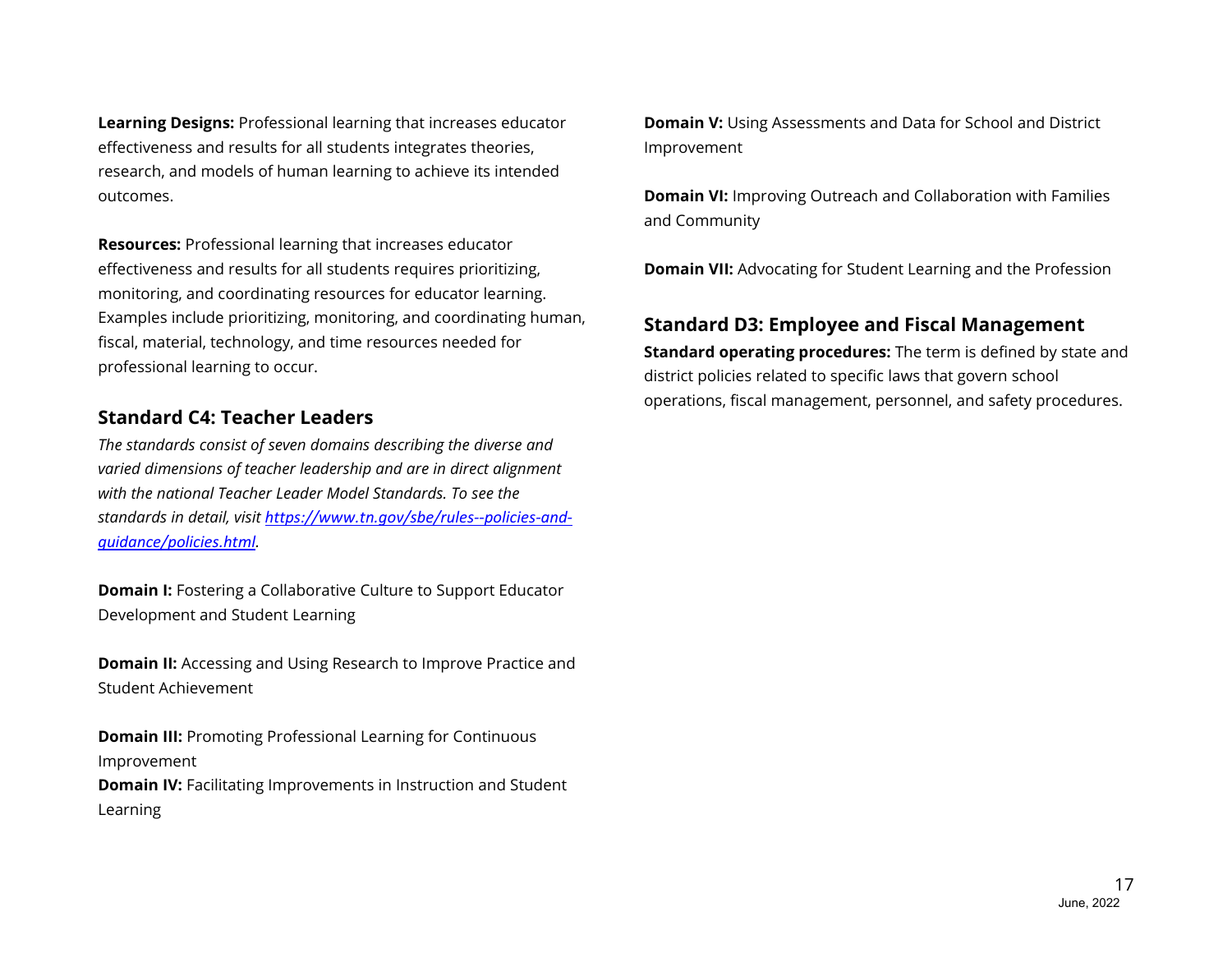**Learning Designs:** Professional learning that increases educator effectiveness and results for all students integrates theories, research, and models of human learning to achieve its intended outcomes.

**Resources:** Professional learning that increases educator effectiveness and results for all students requires prioritizing, monitoring, and coordinating resources for educator learning. Examples include prioritizing, monitoring, and coordinating human, fiscal, material, technology, and time resources needed for professional learning to occur.

### Standard C4: Teacher Leaders

*The standards consist of seven domains describing the diverse and varied dimensions of teacher leadership and are in direct alignment with the national Teacher Leader Model Standards. To see the standards in detail, visit [https://www.tn.gov/sbe/rules--policies-and-guidance/policies.html](https://www.tn.gov/sbe/rules--policies-and-guidance/policies.html).*

**Domain I:** Fostering a Collaborative Culture to Support Educator Development and Student Learning

**Domain II:** Accessing and Using Research to Improve Practice and Student Achievement

**Domain III:** Promoting Professional Learning for Continuous Improvement

**Domain IV:** Facilitating Improvements in Instruction and Student Learning

**Domain V:** Using Assessments and Data for School and District Improvement

**Domain VI:** Improving Outreach and Collaboration with Families and Community

**Domain VII:** Advocating for Student Learning and the Profession

### Standard D3: Employee and Fiscal Management

**Standard operating procedures:** The term is defined by state and district policies related to specific laws that govern school operations, fiscal management, personnel, and safety procedures.